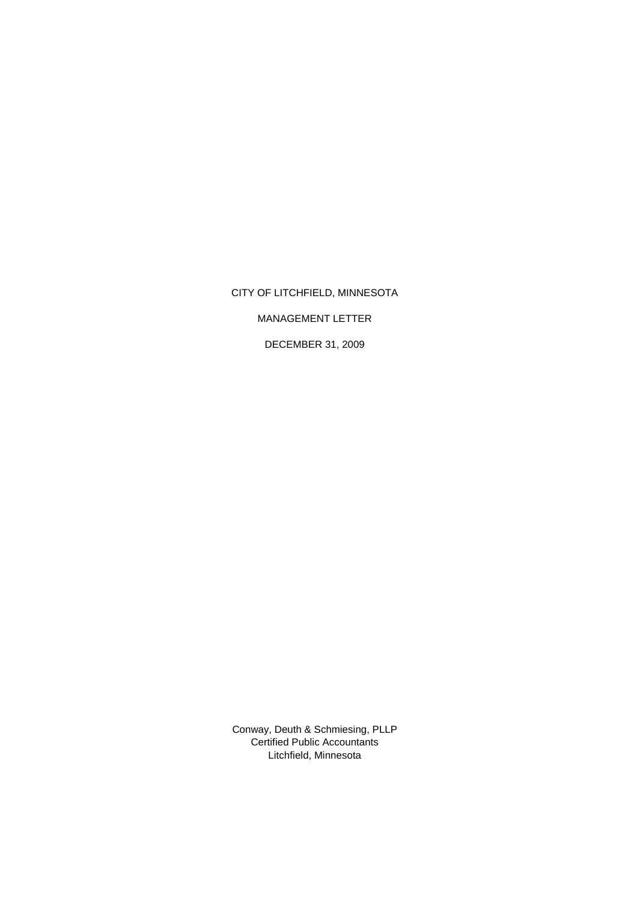CITY OF LITCHFIELD, MINNESOTA

MANAGEMENT LETTER

DECEMBER 31, 2009

Conway, Deuth & Schmiesing, PLLP
Certified Public Accountants
Litchfield, Minnesota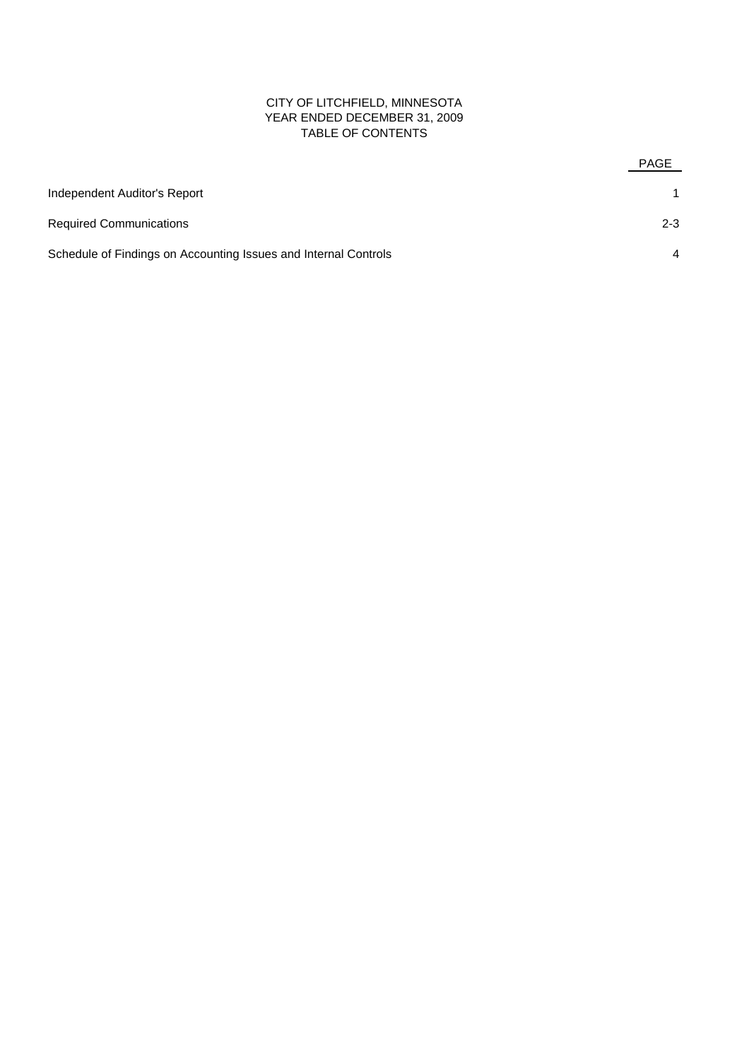# CITY OF LITCHFIELD, MINNESOTA
## YEAR ENDED DECEMBER 31, 2009
## TABLE OF CONTENTS

| | PAGE |
|---|---|
| Independent Auditor's Report | 1 |
| Required Communications | 2-3 |
| Schedule of Findings on Accounting Issues and Internal Controls | 4 |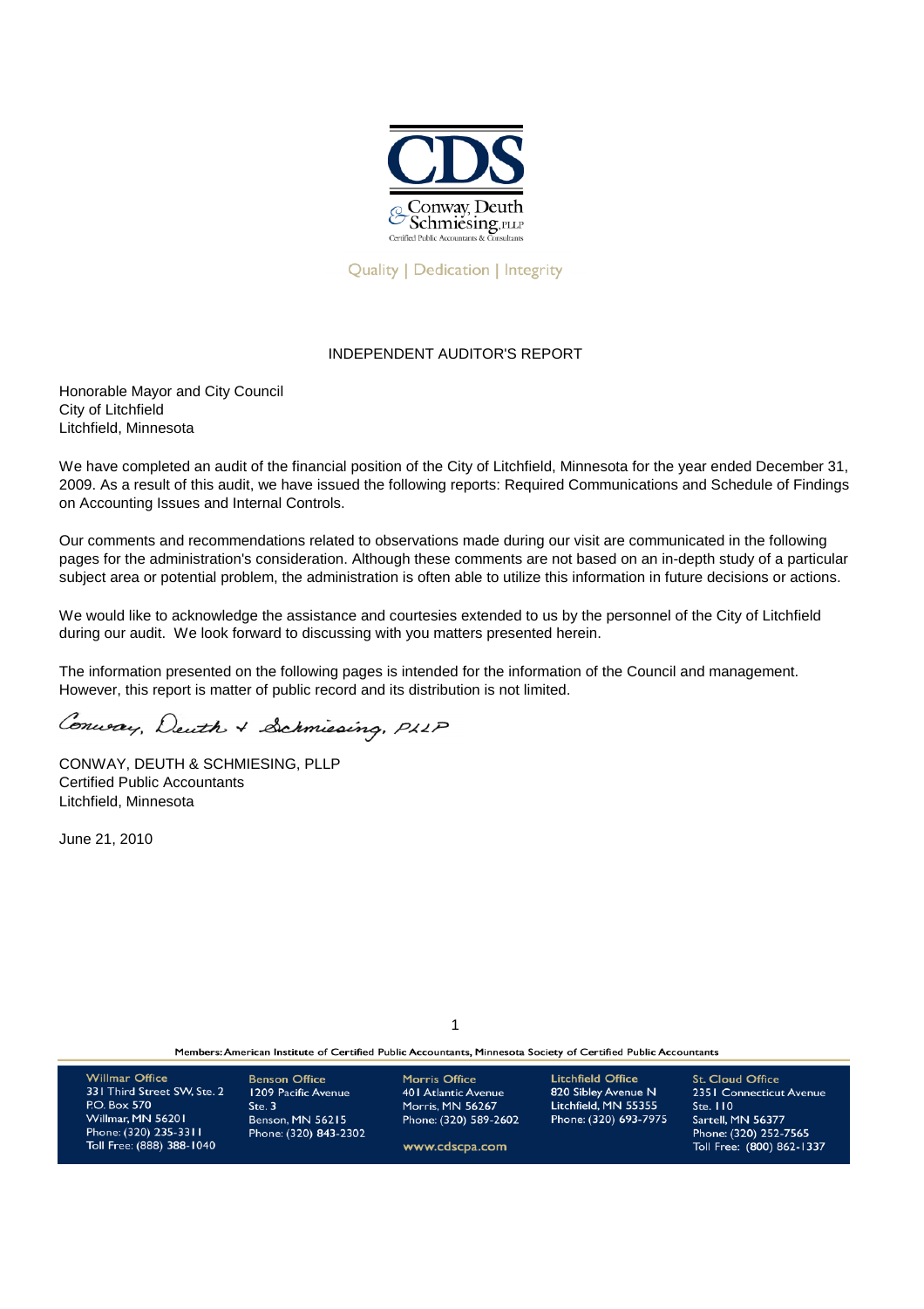# INDEPENDENT AUDITOR'S REPORT

Honorable Mayor and City Council
City of Litchfield
Litchfield, Minnesota

We have completed an audit of the financial position of the City of Litchfield, Minnesota for the year ended December 31, 2009. As a result of this audit, we have issued the following reports: Required Communications and Schedule of Findings on Accounting Issues and Internal Controls.

Our comments and recommendations related to observations made during our visit are communicated in the following pages for the administration's consideration. Although these comments are not based on an in-depth study of a particular subject area or potential problem, the administration is often able to utilize this information in future decisions or actions.

We would like to acknowledge the assistance and courtesies extended to us by the personnel of the City of Litchfield during our audit. We look forward to discussing with you matters presented herein.

The information presented on the following pages is intended for the information of the Council and management. However, this report is matter of public record and its distribution is not limited.

*Conway, Deuth & Schmiesing, PLLP*

CONWAY, DEUTH & SCHMIESING, PLLP
Certified Public Accountants
Litchfield, Minnesota

June 21, 2010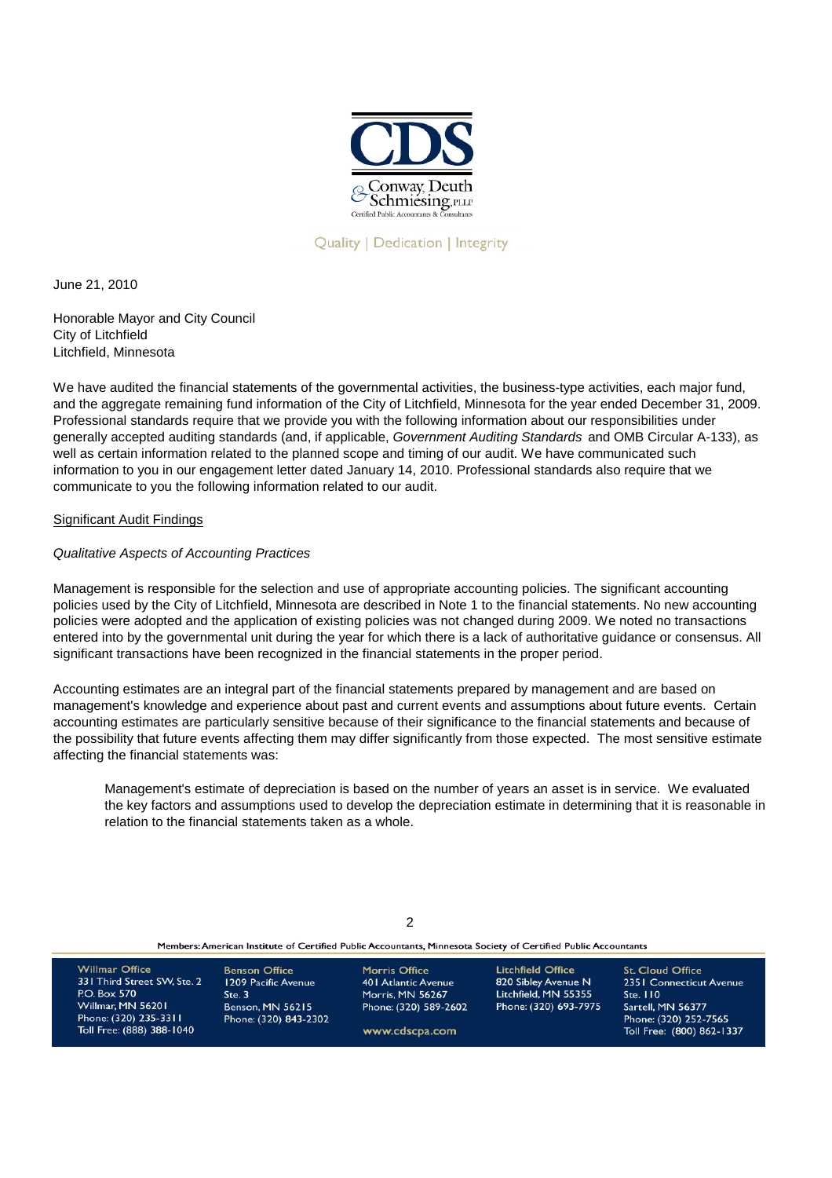June 21, 2010

Honorable Mayor and City Council
City of Litchfield
Litchfield, Minnesota

We have audited the financial statements of the governmental activities, the business-type activities, each major fund, and the aggregate remaining fund information of the City of Litchfield, Minnesota for the year ended December 31, 2009. Professional standards require that we provide you with the following information about our responsibilities under generally accepted auditing standards (and, if applicable, *Government Auditing Standards* and OMB Circular A-133), as well as certain information related to the planned scope and timing of our audit. We have communicated such information to you in our engagement letter dated January 14, 2010. Professional standards also require that we communicate to you the following information related to our audit.

## Significant Audit Findings

### *Qualitative Aspects of Accounting Practices*

Management is responsible for the selection and use of appropriate accounting policies. The significant accounting policies used by the City of Litchfield, Minnesota are described in Note 1 to the financial statements. No new accounting policies were adopted and the application of existing policies was not changed during 2009. We noted no transactions entered into by the governmental unit during the year for which there is a lack of authoritative guidance or consensus. All significant transactions have been recognized in the financial statements in the proper period.

Accounting estimates are an integral part of the financial statements prepared by management and are based on management's knowledge and experience about past and current events and assumptions about future events. Certain accounting estimates are particularly sensitive because of their significance to the financial statements and because of the possibility that future events affecting them may differ significantly from those expected. The most sensitive estimate affecting the financial statements was:

> Management's estimate of depreciation is based on the number of years an asset is in service. We evaluated the key factors and assumptions used to develop the depreciation estimate in determining that it is reasonable in relation to the financial statements taken as a whole.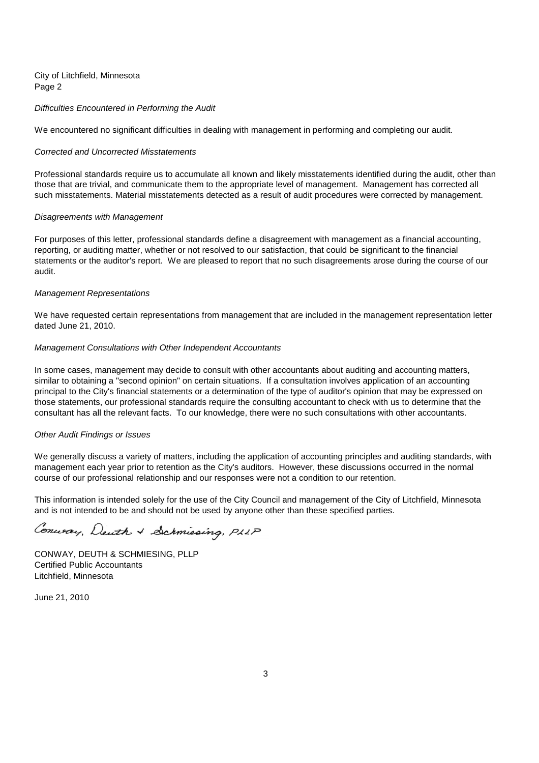City of Litchfield, Minnesota
Page 2

*Difficulties Encountered in Performing the Audit*

We encountered no significant difficulties in dealing with management in performing and completing our audit.

*Corrected and Uncorrected Misstatements*

Professional standards require us to accumulate all known and likely misstatements identified during the audit, other than those that are trivial, and communicate them to the appropriate level of management. Management has corrected all such misstatements. Material misstatements detected as a result of audit procedures were corrected by management.

*Disagreements with Management*

For purposes of this letter, professional standards define a disagreement with management as a financial accounting, reporting, or auditing matter, whether or not resolved to our satisfaction, that could be significant to the financial statements or the auditor's report. We are pleased to report that no such disagreements arose during the course of our audit.

*Management Representations*

We have requested certain representations from management that are included in the management representation letter dated June 21, 2010.

*Management Consultations with Other Independent Accountants*

In some cases, management may decide to consult with other accountants about auditing and accounting matters, similar to obtaining a "second opinion" on certain situations. If a consultation involves application of an accounting principal to the City's financial statements or a determination of the type of auditor's opinion that may be expressed on those statements, our professional standards require the consulting accountant to check with us to determine that the consultant has all the relevant facts. To our knowledge, there were no such consultations with other accountants.

*Other Audit Findings or Issues*

We generally discuss a variety of matters, including the application of accounting principles and auditing standards, with management each year prior to retention as the City's auditors. However, these discussions occurred in the normal course of our professional relationship and our responses were not a condition to our retention.

This information is intended solely for the use of the City Council and management of the City of Litchfield, Minnesota and is not intended to be and should not be used by anyone other than these specified parties.

*Conway, Deuth & Schmiesing, PLLP*

CONWAY, DEUTH & SCHMIESING, PLLP
Certified Public Accountants
Litchfield, Minnesota

June 21, 2010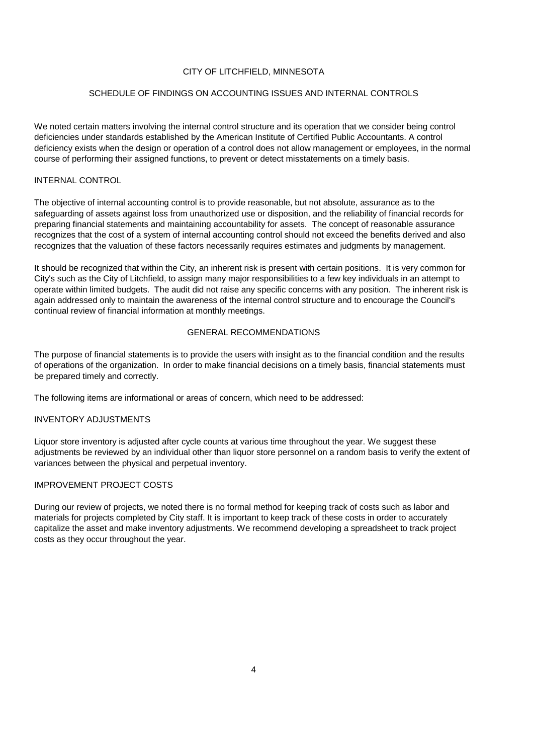# CITY OF LITCHFIELD, MINNESOTA

## SCHEDULE OF FINDINGS ON ACCOUNTING ISSUES AND INTERNAL CONTROLS

We noted certain matters involving the internal control structure and its operation that we consider being control deficiencies under standards established by the American Institute of Certified Public Accountants. A control deficiency exists when the design or operation of a control does not allow management or employees, in the normal course of performing their assigned functions, to prevent or detect misstatements on a timely basis.

### INTERNAL CONTROL

The objective of internal accounting control is to provide reasonable, but not absolute, assurance as to the safeguarding of assets against loss from unauthorized use or disposition, and the reliability of financial records for preparing financial statements and maintaining accountability for assets. The concept of reasonable assurance recognizes that the cost of a system of internal accounting control should not exceed the benefits derived and also recognizes that the valuation of these factors necessarily requires estimates and judgments by management.

It should be recognized that within the City, an inherent risk is present with certain positions. It is very common for City's such as the City of Litchfield, to assign many major responsibilities to a few key individuals in an attempt to operate within limited budgets. The audit did not raise any specific concerns with any position. The inherent risk is again addressed only to maintain the awareness of the internal control structure and to encourage the Council's continual review of financial information at monthly meetings.

## GENERAL RECOMMENDATIONS

The purpose of financial statements is to provide the users with insight as to the financial condition and the results of operations of the organization. In order to make financial decisions on a timely basis, financial statements must be prepared timely and correctly.

The following items are informational or areas of concern, which need to be addressed:

### INVENTORY ADJUSTMENTS

Liquor store inventory is adjusted after cycle counts at various time throughout the year. We suggest these adjustments be reviewed by an individual other than liquor store personnel on a random basis to verify the extent of variances between the physical and perpetual inventory.

### IMPROVEMENT PROJECT COSTS

During our review of projects, we noted there is no formal method for keeping track of costs such as labor and materials for projects completed by City staff. It is important to keep track of these costs in order to accurately capitalize the asset and make inventory adjustments. We recommend developing a spreadsheet to track project costs as they occur throughout the year.